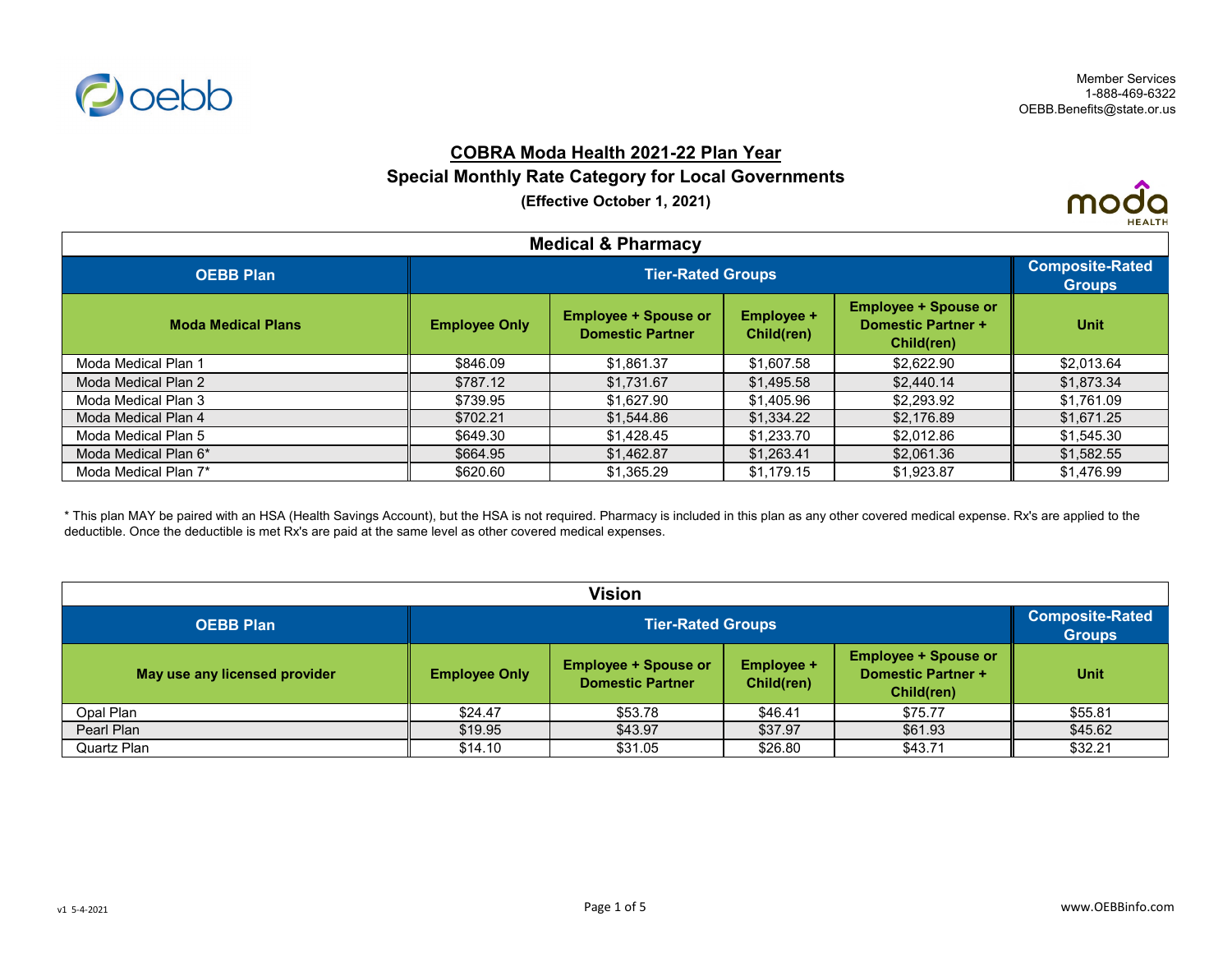Member Services
1-888-469-6322
OEBB.Benefits@state.or.us

# COBRA Moda Health 2021-22 Plan Year

## Special Monthly Rate Category for Local Governments

**(Effective October 1, 2021)**

### Medical & Pharmacy

| OEBB Plan | Tier-Rated Groups | | | | Composite-Rated Groups |
|---|---|---|---|---|---|
| **Moda Medical Plans** | **Employee Only** | **Employee + Spouse or Domestic Partner** | **Employee + Child(ren)** | **Employee + Spouse or Domestic Partner + Child(ren)** | **Unit** |
| Moda Medical Plan 1 | $846.09 | $1,861.37 | $1,607.58 | $2,622.90 | $2,013.64 |
| Moda Medical Plan 2 | $787.12 | $1,731.67 | $1,495.58 | $2,440.14 | $1,873.34 |
| Moda Medical Plan 3 | $739.95 | $1,627.90 | $1,405.96 | $2,293.92 | $1,761.09 |
| Moda Medical Plan 4 | $702.21 | $1,544.86 | $1,334.22 | $2,176.89 | $1,671.25 |
| Moda Medical Plan 5 | $649.30 | $1,428.45 | $1,233.70 | $2,012.86 | $1,545.30 |
| Moda Medical Plan 6* | $664.95 | $1,462.87 | $1,263.41 | $2,061.36 | $1,582.55 |
| Moda Medical Plan 7* | $620.60 | $1,365.29 | $1,179.15 | $1,923.87 | $1,476.99 |

* This plan MAY be paired with an HSA (Health Savings Account), but the HSA is not required. Pharmacy is included in this plan as any other covered medical expense. Rx's are applied to the deductible. Once the deductible is met Rx's are paid at the same level as other covered medical expenses.

### Vision

| OEBB Plan | Tier-Rated Groups | | | | Composite-Rated Groups |
|---|---|---|---|---|---|
| **May use any licensed provider** | **Employee Only** | **Employee + Spouse or Domestic Partner** | **Employee + Child(ren)** | **Employee + Spouse or Domestic Partner + Child(ren)** | **Unit** |
| Opal Plan | $24.47 | $53.78 | $46.41 | $75.77 | $55.81 |
| Pearl Plan | $19.95 | $43.97 | $37.97 | $61.93 | $45.62 |
| Quartz Plan | $14.10 | $31.05 | $26.80 | $43.71 | $32.21 |

v1 5-4-2021

www.OEBBinfo.com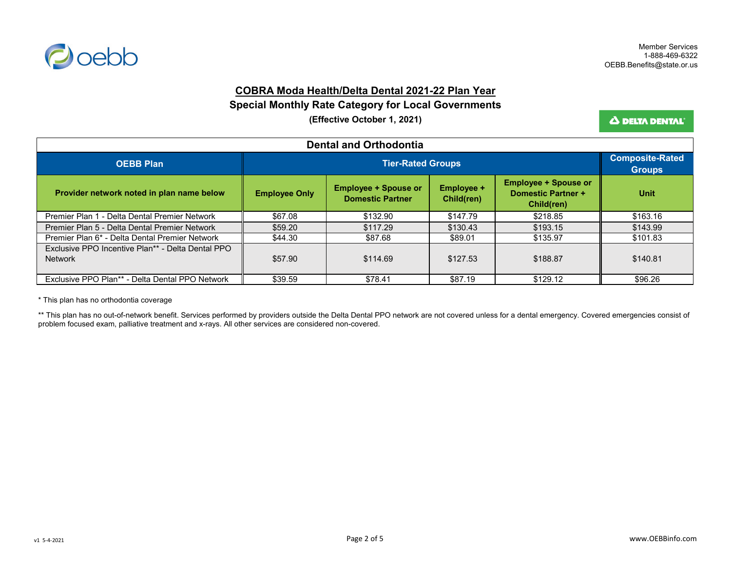Member Services
1-888-469-6322
OEBB.Benefits@state.or.us

# COBRA Moda Health/Delta Dental 2021-22 Plan Year

## Special Monthly Rate Category for Local Governments

**(Effective October 1, 2021)**

| Dental and Orthodontia | | | | | |
|---|---|---|---|---|---|
| **OEBB Plan** | **Tier-Rated Groups** | | | | **Composite-Rated Groups** |
| **Provider network noted in plan name below** | **Employee Only** | **Employee + Spouse or Domestic Partner** | **Employee + Child(ren)** | **Employee + Spouse or Domestic Partner + Child(ren)** | **Unit** |
| Premier Plan 1 - Delta Dental Premier Network | $67.08 | $132.90 | $147.79 | $218.85 | $163.16 |
| Premier Plan 5 - Delta Dental Premier Network | $59.20 | $117.29 | $130.43 | $193.15 | $143.99 |
| Premier Plan 6* - Delta Dental Premier Network | $44.30 | $87.68 | $89.01 | $135.97 | $101.83 |
| Exclusive PPO Incentive Plan** - Delta Dental PPO Network | $57.90 | $114.69 | $127.53 | $188.87 | $140.81 |
| Exclusive PPO Plan** - Delta Dental PPO Network | $39.59 | $78.41 | $87.19 | $129.12 | $96.26 |

* This plan has no orthodontia coverage

** This plan has no out-of-network benefit. Services performed by providers outside the Delta Dental PPO network are not covered unless for a dental emergency. Covered emergencies consist of problem focused exam, palliative treatment and x-rays. All other services are considered non-covered.

v1 5-4-2021

www.OEBBinfo.com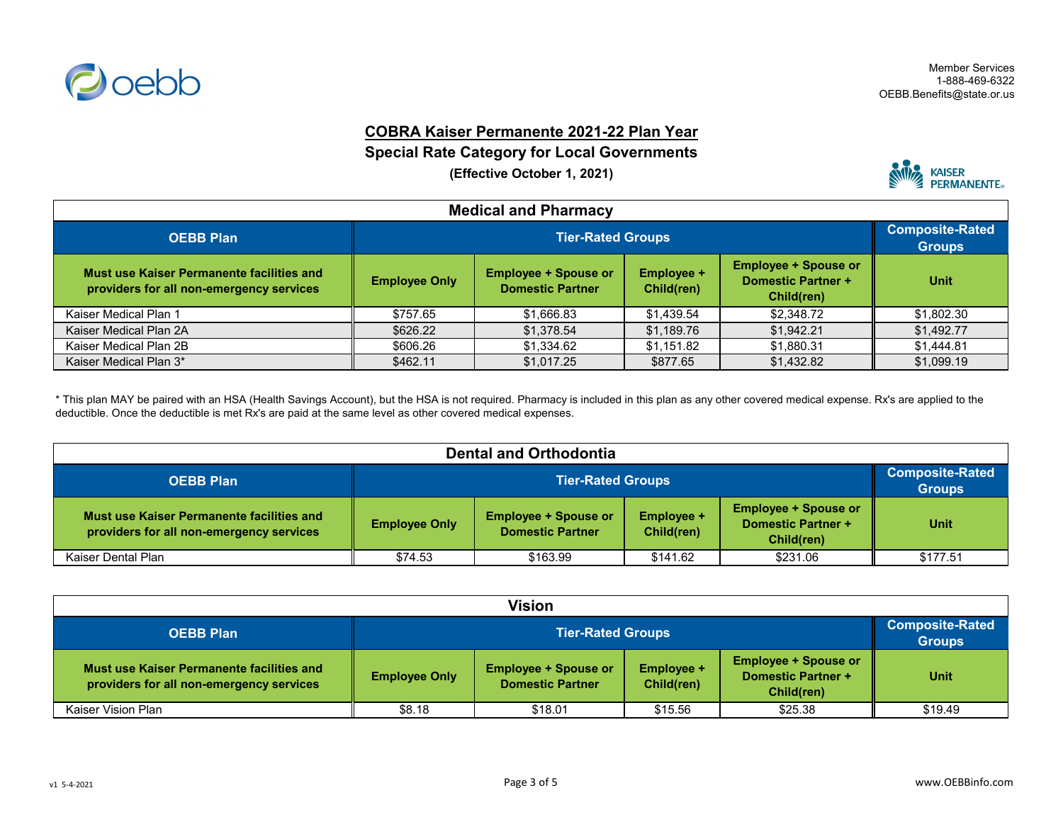Member Services
1-888-469-6322
OEBB.Benefits@state.or.us

# COBRA Kaiser Permanente 2021-22 Plan Year

## Special Rate Category for Local Governments

**(Effective October 1, 2021)**

### Medical and Pharmacy

| OEBB Plan | Tier-Rated Groups | | | | Composite-Rated Groups |
|---|---|---|---|---|---|
| **Must use Kaiser Permanente facilities and providers for all non-emergency services** | **Employee Only** | **Employee + Spouse or Domestic Partner** | **Employee + Child(ren)** | **Employee + Spouse or Domestic Partner + Child(ren)** | **Unit** |
| Kaiser Medical Plan 1 | $757.65 | $1,666.83 | $1,439.54 | $2,348.72 | $1,802.30 |
| Kaiser Medical Plan 2A | $626.22 | $1,378.54 | $1,189.76 | $1,942.21 | $1,492.77 |
| Kaiser Medical Plan 2B | $606.26 | $1,334.62 | $1,151.82 | $1,880.31 | $1,444.81 |
| Kaiser Medical Plan 3* | $462.11 | $1,017.25 | $877.65 | $1,432.82 | $1,099.19 |

* This plan MAY be paired with an HSA (Health Savings Account), but the HSA is not required. Pharmacy is included in this plan as any other covered medical expense. Rx's are applied to the deductible. Once the deductible is met Rx's are paid at the same level as other covered medical expenses.

### Dental and Orthodontia

| OEBB Plan | Tier-Rated Groups | | | | Composite-Rated Groups |
|---|---|---|---|---|---|
| **Must use Kaiser Permanente facilities and providers for all non-emergency services** | **Employee Only** | **Employee + Spouse or Domestic Partner** | **Employee + Child(ren)** | **Employee + Spouse or Domestic Partner + Child(ren)** | **Unit** |
| Kaiser Dental Plan | $74.53 | $163.99 | $141.62 | $231.06 | $177.51 |

### Vision

| OEBB Plan | Tier-Rated Groups | | | | Composite-Rated Groups |
|---|---|---|---|---|---|
| **Must use Kaiser Permanente facilities and providers for all non-emergency services** | **Employee Only** | **Employee + Spouse or Domestic Partner** | **Employee + Child(ren)** | **Employee + Spouse or Domestic Partner + Child(ren)** | **Unit** |
| Kaiser Vision Plan | $8.18 | $18.01 | $15.56 | $25.38 | $19.49 |

v1 5-4-2021

www.OEBBinfo.com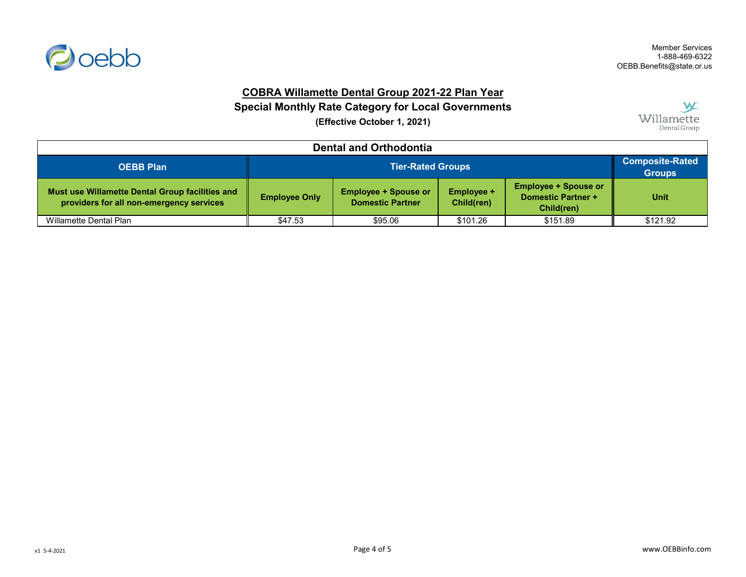Member Services
1-888-469-6322
OEBB.Benefits@state.or.us

# COBRA Willamette Dental Group 2021-22 Plan Year

## Special Monthly Rate Category for Local Governments

**(Effective October 1, 2021)**

| Dental and Orthodontia | | | | | |
|---|---|---|---|---|---|
| **OEBB Plan** | **Tier-Rated Groups** | | | | **Composite-Rated Groups** |
| **Must use Willamette Dental Group facilities and providers for all non-emergency services** | **Employee Only** | **Employee + Spouse or Domestic Partner** | **Employee + Child(ren)** | **Employee + Spouse or Domestic Partner + Child(ren)** | **Unit** |
| Willamette Dental Plan | $47.53 | $95.06 | $101.26 | $151.89 | $121.92 |

v1 5-4-2021

www.OEBBinfo.com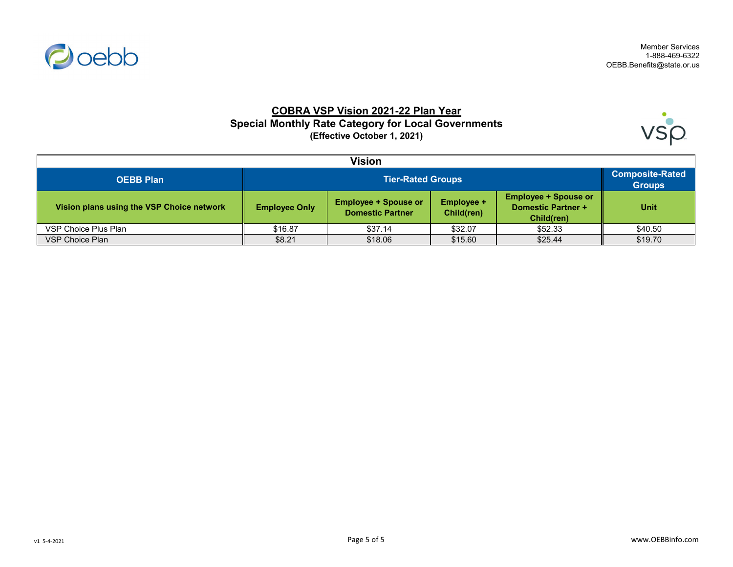Member Services
1-888-469-6322
OEBB.Benefits@state.or.us

## COBRA VSP Vision 2021-22 Plan Year

**Special Monthly Rate Category for Local Governments**

**(Effective October 1, 2021)**

| Vision | | | | | |
|---|---|---|---|---|---|
| **OEBB Plan** | **Tier-Rated Groups** | | | | **Composite-Rated Groups** |
| **Vision plans using the VSP Choice network** | **Employee Only** | **Employee + Spouse or Domestic Partner** | **Employee + Child(ren)** | **Employee + Spouse or Domestic Partner + Child(ren)** | **Unit** |
| VSP Choice Plus Plan | $16.87 | $37.14 | $32.07 | $52.33 | $40.50 |
| VSP Choice Plan | $8.21 | $18.06 | $15.60 | $25.44 | $19.70 |

v1 5-4-2021

www.OEBBinfo.com